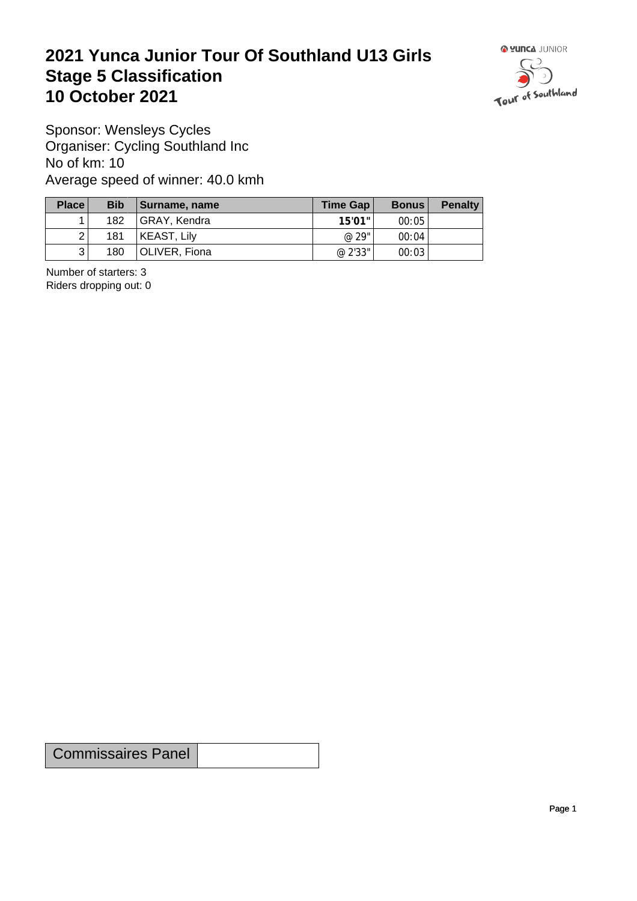# 2021 Yunca Junior Tour Of Southland U13 Girls
# Stage 5 Classification
# 10 October 2021

Sponsor: Wensleys Cycles
Organiser: Cycling Southland Inc
No of km: 10
Average speed of winner: 40.0 kmh

| Place | Bib | Surname, name | Time Gap | Bonus | Penalty |
|---|---|---|---|---|---|
| 1 | 182 | GRAY, Kendra | **15'01"** | 00:05 | |
| 2 | 181 | KEAST, Lily | @ 29" | 00:04 | |
| 3 | 180 | OLIVER, Fiona | @ 2'33" | 00:03 | |

Number of starters: 3
Riders dropping out: 0

| Commissaires Panel | |
|---|---|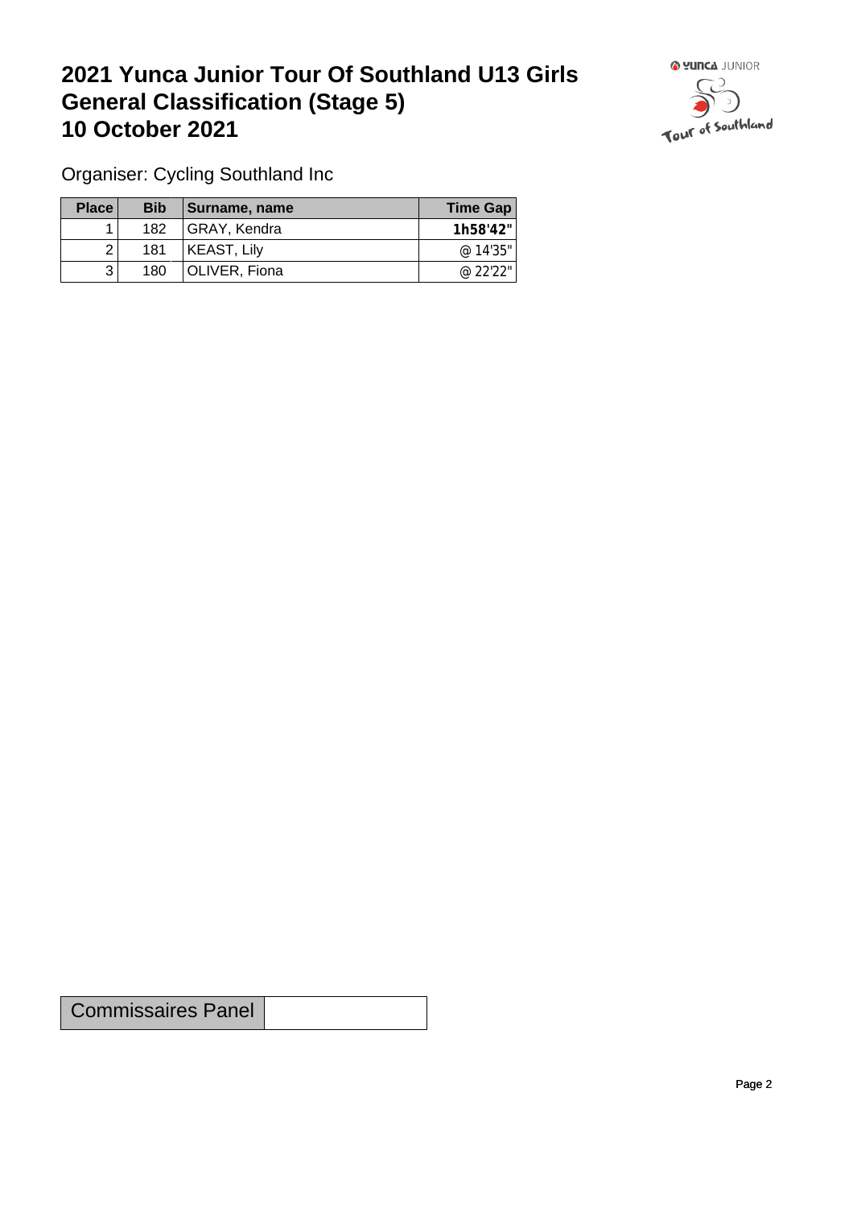# 2021 Yunca Junior Tour Of Southland U13 Girls General Classification (Stage 5) 10 October 2021

Organiser: Cycling Southland Inc

| Place | Bib | Surname, name | Time Gap |
|---|---|---|---|
| 1 | 182 | GRAY, Kendra | **1h58'42"** |
| 2 | 181 | KEAST, Lily | @ 14'35" |
| 3 | 180 | OLIVER, Fiona | @ 22'22" |

| Commissaires Panel | |
|---|---|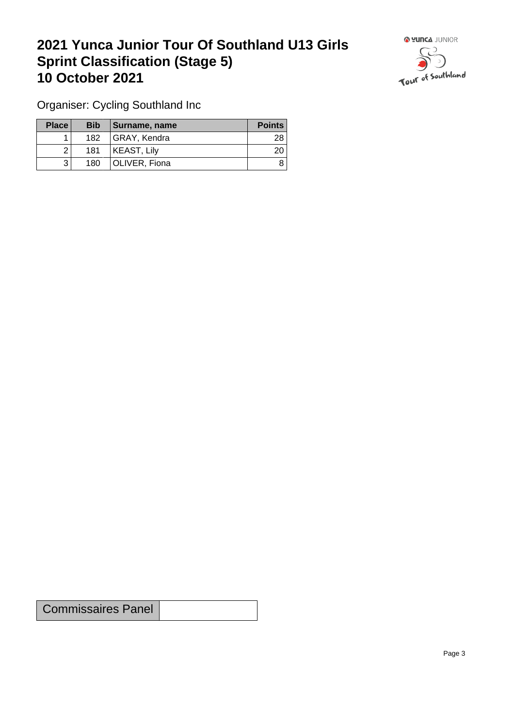# 2021 Yunca Junior Tour Of Southland U13 Girls Sprint Classification (Stage 5) 10 October 2021

Organiser: Cycling Southland Inc

| Place | Bib | Surname, name | Points |
|---|---|---|---|
| 1 | 182 | GRAY, Kendra | 28 |
| 2 | 181 | KEAST, Lily | 20 |
| 3 | 180 | OLIVER, Fiona | 8 |

| Commissaires Panel | |
|---|---|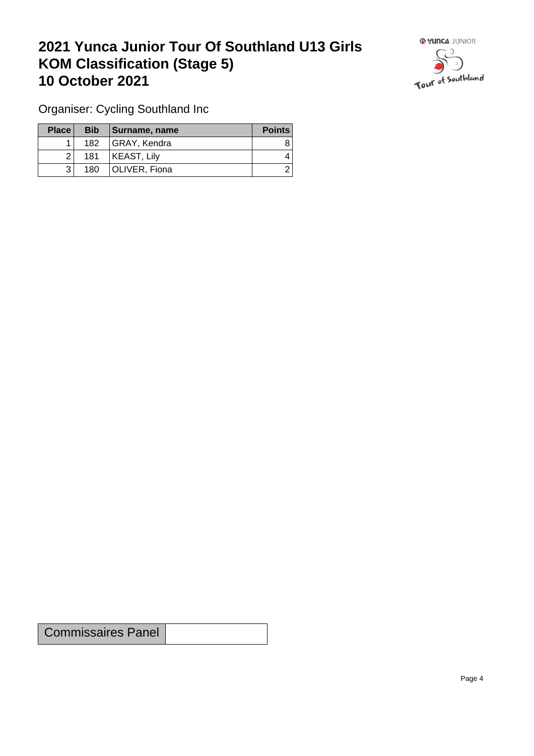# 2021 Yunca Junior Tour Of Southland U13 Girls KOM Classification (Stage 5) 10 October 2021

Organiser: Cycling Southland Inc

| Place | Bib | Surname, name | Points |
|---|---|---|---|
| 1 | 182 | GRAY, Kendra | 8 |
| 2 | 181 | KEAST, Lily | 4 |
| 3 | 180 | OLIVER, Fiona | 2 |

| Commissaires Panel | |
|---|---|